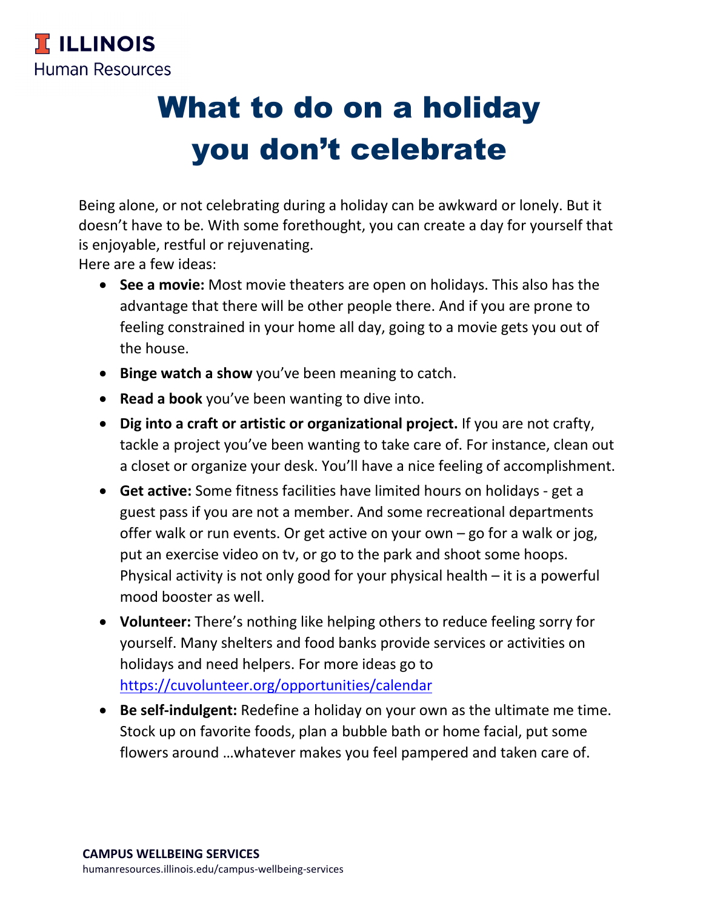**ILLINOIS**
Human Resources

# What to do on a holiday you don't celebrate

Being alone, or not celebrating during a holiday can be awkward or lonely. But it doesn't have to be. With some forethought, you can create a day for yourself that is enjoyable, restful or rejuvenating.
Here are a few ideas:

- **See a movie:** Most movie theaters are open on holidays. This also has the advantage that there will be other people there. And if you are prone to feeling constrained in your home all day, going to a movie gets you out of the house.
- **Binge watch a show** you've been meaning to catch.
- **Read a book** you've been wanting to dive into.
- **Dig into a craft or artistic or organizational project.** If you are not crafty, tackle a project you've been wanting to take care of. For instance, clean out a closet or organize your desk. You'll have a nice feeling of accomplishment.
- **Get active:** Some fitness facilities have limited hours on holidays - get a guest pass if you are not a member. And some recreational departments offer walk or run events. Or get active on your own – go for a walk or jog, put an exercise video on tv, or go to the park and shoot some hoops. Physical activity is not only good for your physical health – it is a powerful mood booster as well.
- **Volunteer:** There's nothing like helping others to reduce feeling sorry for yourself. Many shelters and food banks provide services or activities on holidays and need helpers. For more ideas go to https://cuvolunteer.org/opportunities/calendar
- **Be self-indulgent:** Redefine a holiday on your own as the ultimate me time. Stock up on favorite foods, plan a bubble bath or home facial, put some flowers around …whatever makes you feel pampered and taken care of.

**CAMPUS WELLBEING SERVICES**
humanresources.illinois.edu/campus-wellbeing-services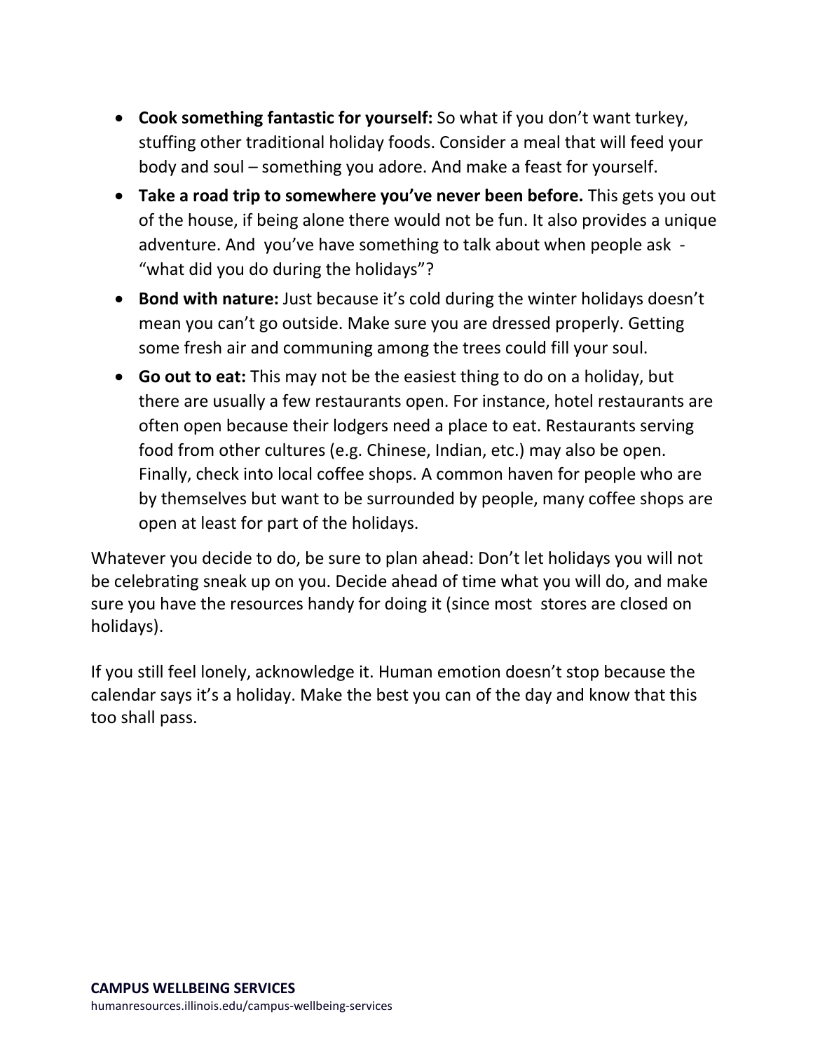- **Cook something fantastic for yourself:** So what if you don't want turkey, stuffing other traditional holiday foods. Consider a meal that will feed your body and soul – something you adore. And make a feast for yourself.
- **Take a road trip to somewhere you've never been before.** This gets you out of the house, if being alone there would not be fun. It also provides a unique adventure. And you've have something to talk about when people ask - "what did you do during the holidays"?
- **Bond with nature:** Just because it's cold during the winter holidays doesn't mean you can't go outside. Make sure you are dressed properly. Getting some fresh air and communing among the trees could fill your soul.
- **Go out to eat:** This may not be the easiest thing to do on a holiday, but there are usually a few restaurants open. For instance, hotel restaurants are often open because their lodgers need a place to eat. Restaurants serving food from other cultures (e.g. Chinese, Indian, etc.) may also be open. Finally, check into local coffee shops. A common haven for people who are by themselves but want to be surrounded by people, many coffee shops are open at least for part of the holidays.

Whatever you decide to do, be sure to plan ahead: Don't let holidays you will not be celebrating sneak up on you. Decide ahead of time what you will do, and make sure you have the resources handy for doing it (since most stores are closed on holidays).

If you still feel lonely, acknowledge it. Human emotion doesn't stop because the calendar says it's a holiday. Make the best you can of the day and know that this too shall pass.